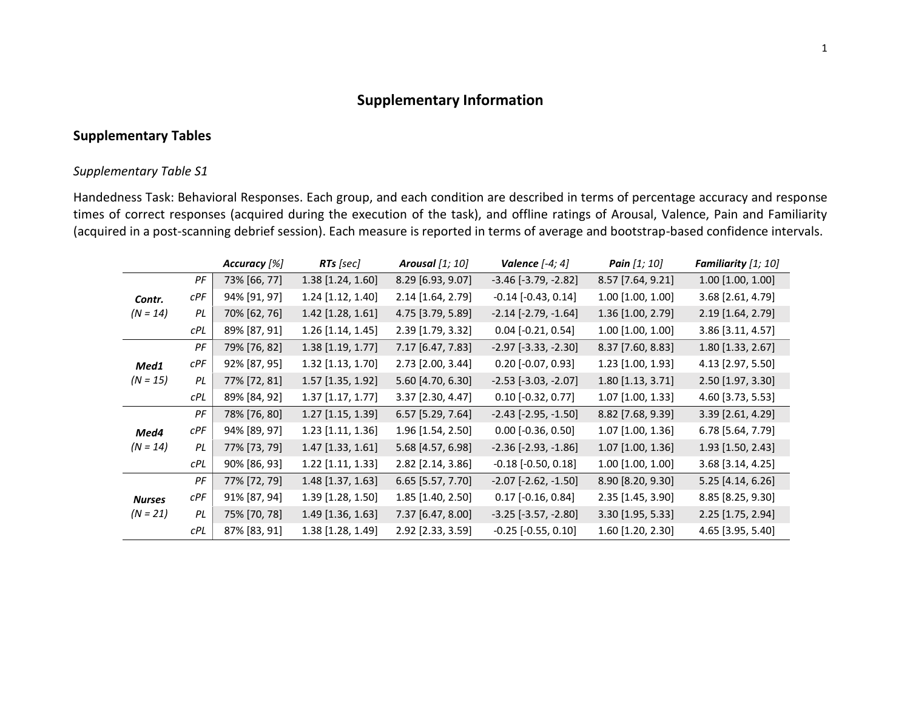# Supplementary Information

## Supplementary Tables

### *Supplementary Table S1*

Handedness Task: Behavioral Responses. Each group, and each condition are described in terms of percentage accuracy and response times of correct responses (acquired during the execution of the task), and offline ratings of Arousal, Valence, Pain and Familiarity (acquired in a post-scanning debrief session). Each measure is reported in terms of average and bootstrap-based confidence intervals.

| | | ***Accuracy*** *[%]* | ***RTs*** *[sec]* | ***Arousal*** *[1; 10]* | ***Valence*** *[-4; 4]* | ***Pain*** *[1; 10]* | ***Familiarity*** *[1; 10]* |
|---|---|---|---|---|---|---|---|
| ***Contr.*** *(N = 14)* | *PF* | 73% [66, 77] | 1.38 [1.24, 1.60] | 8.29 [6.93, 9.07] | -3.46 [-3.79, -2.82] | 8.57 [7.64, 9.21] | 1.00 [1.00, 1.00] |
| | *cPF* | 94% [91, 97] | 1.24 [1.12, 1.40] | 2.14 [1.64, 2.79] | -0.14 [-0.43, 0.14] | 1.00 [1.00, 1.00] | 3.68 [2.61, 4.79] |
| | *PL* | 70% [62, 76] | 1.42 [1.28, 1.61] | 4.75 [3.79, 5.89] | -2.14 [-2.79, -1.64] | 1.36 [1.00, 2.79] | 2.19 [1.64, 2.79] |
| | *cPL* | 89% [87, 91] | 1.26 [1.14, 1.45] | 2.39 [1.79, 3.32] | 0.04 [-0.21, 0.54] | 1.00 [1.00, 1.00] | 3.86 [3.11, 4.57] |
| ***Med1*** *(N = 15)* | *PF* | 79% [76, 82] | 1.38 [1.19, 1.77] | 7.17 [6.47, 7.83] | -2.97 [-3.33, -2.30] | 8.37 [7.60, 8.83] | 1.80 [1.33, 2.67] |
| | *cPF* | 92% [87, 95] | 1.32 [1.13, 1.70] | 2.73 [2.00, 3.44] | 0.20 [-0.07, 0.93] | 1.23 [1.00, 1.93] | 4.13 [2.97, 5.50] |
| | *PL* | 77% [72, 81] | 1.57 [1.35, 1.92] | 5.60 [4.70, 6.30] | -2.53 [-3.03, -2.07] | 1.80 [1.13, 3.71] | 2.50 [1.97, 3.30] |
| | *cPL* | 89% [84, 92] | 1.37 [1.17, 1.77] | 3.37 [2.30, 4.47] | 0.10 [-0.32, 0.77] | 1.07 [1.00, 1.33] | 4.60 [3.73, 5.53] |
| ***Med4*** *(N = 14)* | *PF* | 78% [76, 80] | 1.27 [1.15, 1.39] | 6.57 [5.29, 7.64] | -2.43 [-2.95, -1.50] | 8.82 [7.68, 9.39] | 3.39 [2.61, 4.29] |
| | *cPF* | 94% [89, 97] | 1.23 [1.11, 1.36] | 1.96 [1.54, 2.50] | 0.00 [-0.36, 0.50] | 1.07 [1.00, 1.36] | 6.78 [5.64, 7.79] |
| | *PL* | 77% [73, 79] | 1.47 [1.33, 1.61] | 5.68 [4.57, 6.98] | -2.36 [-2.93, -1.86] | 1.07 [1.00, 1.36] | 1.93 [1.50, 2.43] |
| | *cPL* | 90% [86, 93] | 1.22 [1.11, 1.33] | 2.82 [2.14, 3.86] | -0.18 [-0.50, 0.18] | 1.00 [1.00, 1.00] | 3.68 [3.14, 4.25] |
| ***Nurses*** *(N = 21)* | *PF* | 77% [72, 79] | 1.48 [1.37, 1.63] | 6.65 [5.57, 7.70] | -2.07 [-2.62, -1.50] | 8.90 [8.20, 9.30] | 5.25 [4.14, 6.26] |
| | *cPF* | 91% [87, 94] | 1.39 [1.28, 1.50] | 1.85 [1.40, 2.50] | 0.17 [-0.16, 0.84] | 2.35 [1.45, 3.90] | 8.85 [8.25, 9.30] |
| | *PL* | 75% [70, 78] | 1.49 [1.36, 1.63] | 7.37 [6.47, 8.00] | -3.25 [-3.57, -2.80] | 3.30 [1.95, 5.33] | 2.25 [1.75, 2.94] |
| | *cPL* | 87% [83, 91] | 1.38 [1.28, 1.49] | 2.92 [2.33, 3.59] | -0.25 [-0.55, 0.10] | 1.60 [1.20, 2.30] | 4.65 [3.95, 5.40] |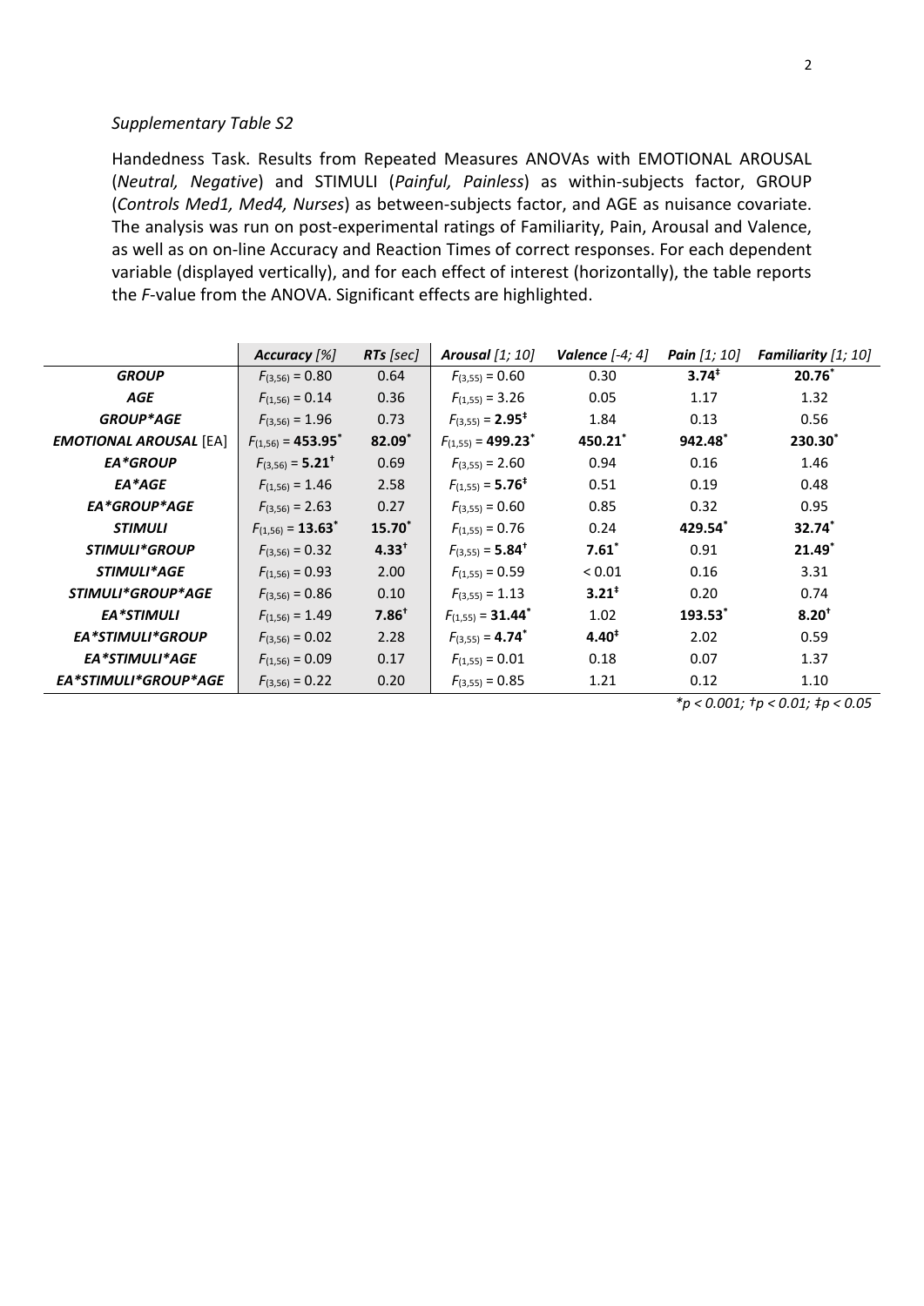*Supplementary Table S2*

Handedness Task. Results from Repeated Measures ANOVAs with EMOTIONAL AROUSAL (*Neutral, Negative*) and STIMULI (*Painful, Painless*) as within-subjects factor, GROUP (*Controls Med1, Med4, Nurses*) as between-subjects factor, and AGE as nuisance covariate. The analysis was run on post-experimental ratings of Familiarity, Pain, Arousal and Valence, as well as on on-line Accuracy and Reaction Times of correct responses. For each dependent variable (displayed vertically), and for each effect of interest (horizontally), the table reports the *F*-value from the ANOVA. Significant effects are highlighted.

| | ***Accuracy*** *[%]* | ***RTs*** *[sec]* | ***Arousal*** *[1; 10]* | ***Valence*** *[-4; 4]* | ***Pain*** *[1; 10]* | ***Familiarity*** *[1; 10]* |
|---|---|---|---|---|---|---|
| ***GROUP*** | $F_{(3,56)} = 0.80$ | 0.64 | $F_{(3,55)} = 0.60$ | 0.30 | **3.74**$^{‡}$ | **20.76**$^{*}$ |
| ***AGE*** | $F_{(1,56)} = 0.14$ | 0.36 | $F_{(1,55)} = 3.26$ | 0.05 | 1.17 | 1.32 |
| ***GROUP*AGE*** | $F_{(3,56)} = 1.96$ | 0.73 | $F_{(3,55)} =$ **2.95**$^{‡}$ | 1.84 | 0.13 | 0.56 |
| ***EMOTIONAL AROUSAL*** [EA] | $F_{(1,56)} =$ **453.95**$^{*}$ | **82.09**$^{*}$ | $F_{(1,55)} =$ **499.23**$^{*}$ | **450.21**$^{*}$ | **942.48**$^{*}$ | **230.30**$^{*}$ |
| ***EA*GROUP*** | $F_{(3,56)} =$ **5.21**$^{†}$ | 0.69 | $F_{(3,55)} = 2.60$ | 0.94 | 0.16 | 1.46 |
| ***EA*AGE*** | $F_{(1,56)} = 1.46$ | 2.58 | $F_{(1,55)} =$ **5.76**$^{‡}$ | 0.51 | 0.19 | 0.48 |
| ***EA*GROUP*AGE*** | $F_{(3,56)} = 2.63$ | 0.27 | $F_{(3,55)} = 0.60$ | 0.85 | 0.32 | 0.95 |
| ***STIMULI*** | $F_{(1,56)} =$ **13.63**$^{*}$ | **15.70**$^{*}$ | $F_{(1,55)} = 0.76$ | 0.24 | **429.54**$^{*}$ | **32.74**$^{*}$ |
| ***STIMULI*GROUP*** | $F_{(3,56)} = 0.32$ | **4.33**$^{†}$ | $F_{(3,55)} =$ **5.84**$^{†}$ | **7.61**$^{*}$ | 0.91 | **21.49**$^{*}$ |
| ***STIMULI*AGE*** | $F_{(1,56)} = 0.93$ | 2.00 | $F_{(1,55)} = 0.59$ | < 0.01 | 0.16 | 3.31 |
| ***STIMULI*GROUP*AGE*** | $F_{(3,56)} = 0.86$ | 0.10 | $F_{(3,55)} = 1.13$ | **3.21**$^{‡}$ | 0.20 | 0.74 |
| ***EA*STIMULI*** | $F_{(1,56)} = 1.49$ | **7.86**$^{†}$ | $F_{(1,55)} =$ **31.44**$^{*}$ | 1.02 | **193.53**$^{*}$ | **8.20**$^{†}$ |
| ***EA*STIMULI*GROUP*** | $F_{(3,56)} = 0.02$ | 2.28 | $F_{(3,55)} =$ **4.74**$^{*}$ | **4.40**$^{‡}$ | 2.02 | 0.59 |
| ***EA*STIMULI*AGE*** | $F_{(1,56)} = 0.09$ | 0.17 | $F_{(1,55)} = 0.01$ | 0.18 | 0.07 | 1.37 |
| ***EA*STIMULI*GROUP*AGE*** | $F_{(3,56)} = 0.22$ | 0.20 | $F_{(3,55)} = 0.85$ | 1.21 | 0.12 | 1.10 |

*\*p < 0.001; †p < 0.01; ‡p < 0.05*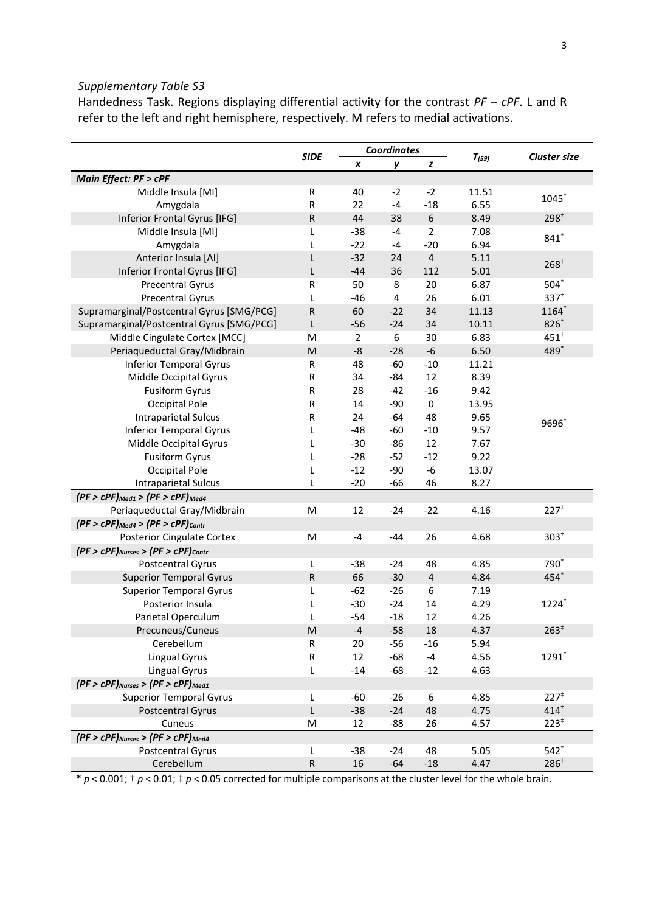*Supplementary Table S3*

Handedness Task. Regions displaying differential activity for the contrast *PF – cPF*. L and R refer to the left and right hemisphere, respectively. M refers to medial activations.

| | SIDE | Coordinates | | | $T_{(59)}$ | Cluster size |
|---|---|---|---|---|---|---|
| | | x | y | z | | |
| ***Main Effect: PF > cPF*** | | | | | | |
| Middle Insula [MI] | R | 40 | -2 | -2 | 11.51 | 1045* |
| Amygdala | R | 22 | -4 | -18 | 6.55 | |
| Inferior Frontal Gyrus [IFG] | R | 44 | 38 | 6 | 8.49 | 298† |
| Middle Insula [MI] | L | -38 | -4 | 2 | 7.08 | 841* |
| Amygdala | L | -22 | -4 | -20 | 6.94 | |
| Anterior Insula [AI] | L | -32 | 24 | 4 | 5.11 | 268† |
| Inferior Frontal Gyrus [IFG] | L | -44 | 36 | 112 | 5.01 | |
| Precentral Gyrus | R | 50 | 8 | 20 | 6.87 | 504* |
| Precentral Gyrus | L | -46 | 4 | 26 | 6.01 | 337† |
| Supramarginal/Postcentral Gyrus [SMG/PCG] | R | 60 | -22 | 34 | 11.13 | 1164* |
| Supramarginal/Postcentral Gyrus [SMG/PCG] | L | -56 | -24 | 34 | 10.11 | 826* |
| Middle Cingulate Cortex [MCC] | M | 2 | 6 | 30 | 6.83 | 451† |
| Periaqueductal Gray/Midbrain | M | -8 | -28 | -6 | 6.50 | 489* |
| Inferior Temporal Gyrus | R | 48 | -60 | -10 | 11.21 | 9696* |
| Middle Occipital Gyrus | R | 34 | -84 | 12 | 8.39 | |
| Fusiform Gyrus | R | 28 | -42 | -16 | 9.42 | |
| Occipital Pole | R | 14 | -90 | 0 | 13.95 | |
| Intraparietal Sulcus | R | 24 | -64 | 48 | 9.65 | |
| Inferior Temporal Gyrus | L | -48 | -60 | -10 | 9.57 | |
| Middle Occipital Gyrus | L | -30 | -86 | 12 | 7.67 | |
| Fusiform Gyrus | L | -28 | -52 | -12 | 9.22 | |
| Occipital Pole | L | -12 | -90 | -6 | 13.07 | |
| Intraparietal Sulcus | L | -20 | -66 | 46 | 8.27 | |
| ***$(PF > cPF)_{Med1} > (PF > cPF)_{Med4}$*** | | | | | | |
| Periaqueductal Gray/Midbrain | M | 12 | -24 | -22 | 4.16 | 227‡ |
| ***$(PF > cPF)_{Med4} > (PF > cPF)_{Contr}$*** | | | | | | |
| Posterior Cingulate Cortex | M | -4 | -44 | 26 | 4.68 | 303† |
| ***$(PF > cPF)_{Nurses} > (PF > cPF)_{Contr}$*** | | | | | | |
| Postcentral Gyrus | L | -38 | -24 | 48 | 4.85 | 790* |
| Superior Temporal Gyrus | R | 66 | -30 | 4 | 4.84 | 454* |
| Superior Temporal Gyrus | L | -62 | -26 | 6 | 7.19 | 1224* |
| Posterior Insula | L | -30 | -24 | 14 | 4.29 | |
| Parietal Operculum | L | -54 | -18 | 12 | 4.26 | |
| Precuneus/Cuneus | M | -4 | -58 | 18 | 4.37 | 263‡ |
| Cerebellum | R | 20 | -56 | -16 | 5.94 | 1291* |
| Lingual Gyrus | R | 12 | -68 | -4 | 4.56 | |
| Lingual Gyrus | L | -14 | -68 | -12 | 4.63 | |
| ***$(PF > cPF)_{Nurses} > (PF > cPF)_{Med1}$*** | | | | | | |
| Superior Temporal Gyrus | L | -60 | -26 | 6 | 4.85 | 227‡ |
| Postcentral Gyrus | L | -38 | -24 | 48 | 4.75 | 414† |
| Cuneus | M | 12 | -88 | 26 | 4.57 | 223‡ |
| ***$(PF > cPF)_{Nurses} > (PF > cPF)_{Med4}$*** | | | | | | |
| Postcentral Gyrus | L | -38 | -24 | 48 | 5.05 | 542* |
| Cerebellum | R | 16 | -64 | -18 | 4.47 | 286† |

* $p < 0.001$; † $p < 0.01$; ‡ $p < 0.05$ corrected for multiple comparisons at the cluster level for the whole brain.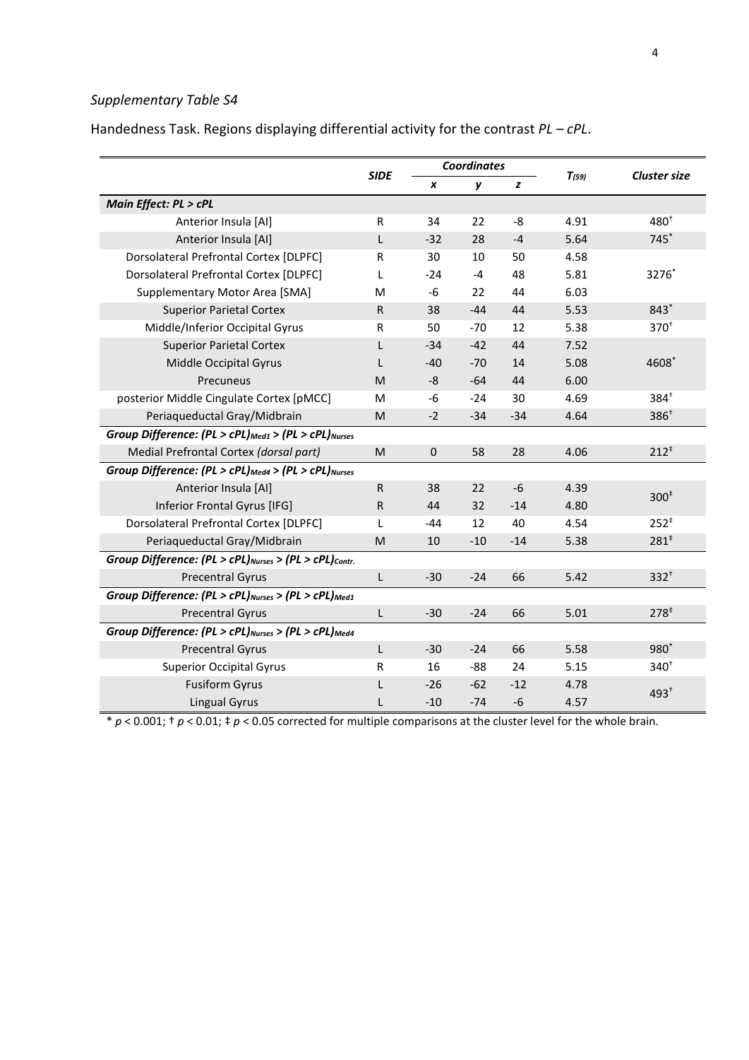*Supplementary Table S4*

Handedness Task. Regions displaying differential activity for the contrast *PL – cPL*.

| | SIDE | Coordinates | | | $T_{(59)}$ | Cluster size |
|---|---|---|---|---|---|---|
| | | *x* | *y* | *z* | | |
| ***Main Effect: PL > cPL*** | | | | | | |
| Anterior Insula [AI] | R | 34 | 22 | -8 | 4.91 | 480$^{\dagger}$ |
| Anterior Insula [AI] | L | -32 | 28 | -4 | 5.64 | 745$^{*}$ |
| Dorsolateral Prefrontal Cortex [DLPFC] | R | 30 | 10 | 50 | 4.58 | |
| Dorsolateral Prefrontal Cortex [DLPFC] | L | -24 | -4 | 48 | 5.81 | 3276$^{*}$ |
| Supplementary Motor Area [SMA] | M | -6 | 22 | 44 | 6.03 | |
| Superior Parietal Cortex | R | 38 | -44 | 44 | 5.53 | 843$^{*}$ |
| Middle/Inferior Occipital Gyrus | R | 50 | -70 | 12 | 5.38 | 370$^{\dagger}$ |
| Superior Parietal Cortex | L | -34 | -42 | 44 | 7.52 | |
| Middle Occipital Gyrus | L | -40 | -70 | 14 | 5.08 | 4608$^{*}$ |
| Precuneus | M | -8 | -64 | 44 | 6.00 | |
| posterior Middle Cingulate Cortex [pMCC] | M | -6 | -24 | 30 | 4.69 | 384$^{\dagger}$ |
| Periaqueductal Gray/Midbrain | M | -2 | -34 | -34 | 4.64 | 386$^{\dagger}$ |
| ***Group Difference: $(PL > cPL)_{Med1} > (PL > cPL)_{Nurses}$*** | | | | | | |
| Medial Prefrontal Cortex *(dorsal part)* | M | 0 | 58 | 28 | 4.06 | 212$^{\ddagger}$ |
| ***Group Difference: $(PL > cPL)_{Med4} > (PL > cPL)_{Nurses}$*** | | | | | | |
| Anterior Insula [AI] | R | 38 | 22 | -6 | 4.39 | 300$^{\ddagger}$ |
| Inferior Frontal Gyrus [IFG] | R | 44 | 32 | -14 | 4.80 | |
| Dorsolateral Prefrontal Cortex [DLPFC] | L | -44 | 12 | 40 | 4.54 | 252$^{\ddagger}$ |
| Periaqueductal Gray/Midbrain | M | 10 | -10 | -14 | 5.38 | 281$^{\ddagger}$ |
| ***Group Difference: $(PL > cPL)_{Nurses} > (PL > cPL)_{Contr.}$*** | | | | | | |
| Precentral Gyrus | L | -30 | -24 | 66 | 5.42 | 332$^{\dagger}$ |
| ***Group Difference: $(PL > cPL)_{Nurses} > (PL > cPL)_{Med1}$*** | | | | | | |
| Precentral Gyrus | L | -30 | -24 | 66 | 5.01 | 278$^{\ddagger}$ |
| ***Group Difference: $(PL > cPL)_{Nurses} > (PL > cPL)_{Med4}$*** | | | | | | |
| Precentral Gyrus | L | -30 | -24 | 66 | 5.58 | 980$^{*}$ |
| Superior Occipital Gyrus | R | 16 | -88 | 24 | 5.15 | 340$^{\dagger}$ |
| Fusiform Gyrus | L | -26 | -62 | -12 | 4.78 | 493$^{\dagger}$ |
| Lingual Gyrus | L | -10 | -74 | -6 | 4.57 | |

\* $p < 0.001$; † $p < 0.01$; ‡ $p < 0.05$ corrected for multiple comparisons at the cluster level for the whole brain.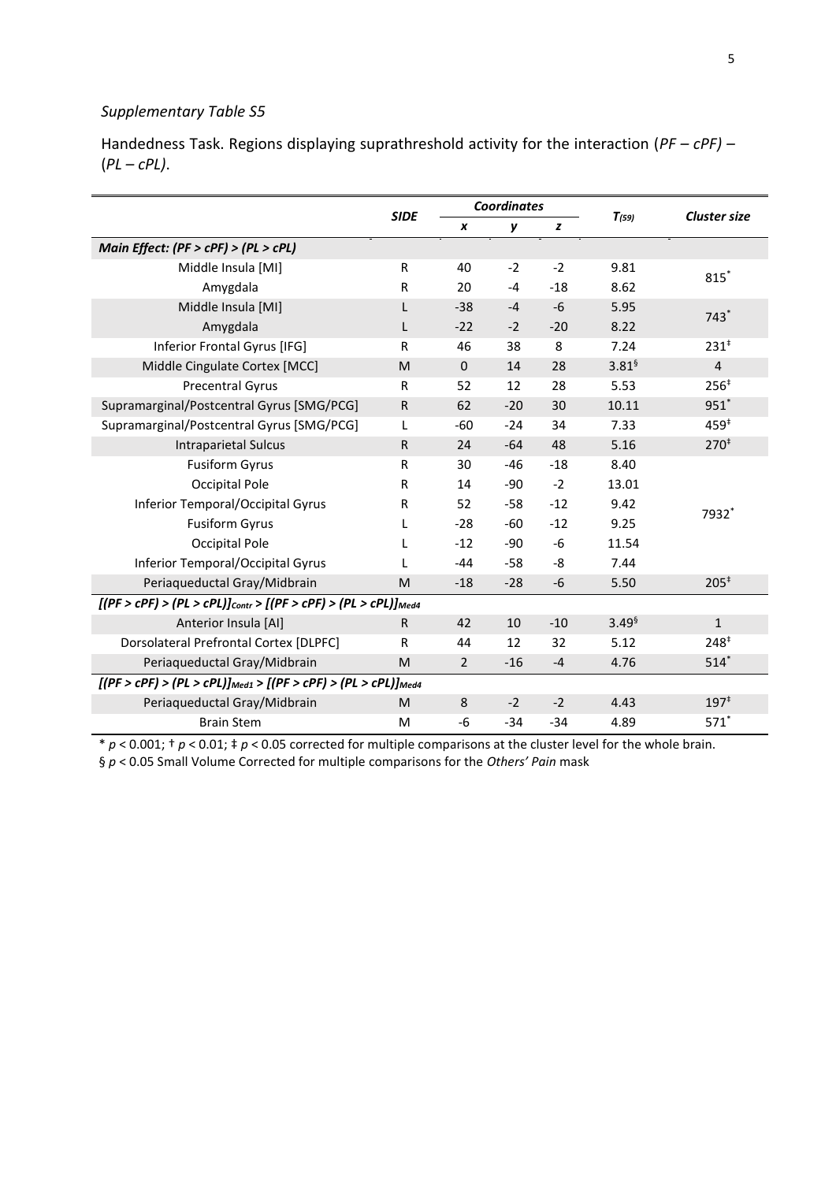*Supplementary Table S5*

Handedness Task. Regions displaying suprathreshold activity for the interaction (*PF – cPF)* – (*PL – cPL)*.

| | ***SIDE*** | ***Coordinates*** | | | $T_{(59)}$ | ***Cluster size*** |
|---|---|---|---|---|---|---|
| | | ***x*** | ***y*** | ***z*** | | |
| ***Main Effect: (PF > cPF) > (PL > cPL)*** | | | | | | |
| Middle Insula [MI] | R | 40 | -2 | -2 | 9.81 | 815* |
| Amygdala | R | 20 | -4 | -18 | 8.62 | |
| Middle Insula [MI] | L | -38 | -4 | -6 | 5.95 | 743* |
| Amygdala | L | -22 | -2 | -20 | 8.22 | |
| Inferior Frontal Gyrus [IFG] | R | 46 | 38 | 8 | 7.24 | 231‡ |
| Middle Cingulate Cortex [MCC] | M | 0 | 14 | 28 | 3.81§ | 4 |
| Precentral Gyrus | R | 52 | 12 | 28 | 5.53 | 256‡ |
| Supramarginal/Postcentral Gyrus [SMG/PCG] | R | 62 | -20 | 30 | 10.11 | 951* |
| Supramarginal/Postcentral Gyrus [SMG/PCG] | L | -60 | -24 | 34 | 7.33 | 459‡ |
| Intraparietal Sulcus | R | 24 | -64 | 48 | 5.16 | 270‡ |
| Fusiform Gyrus | R | 30 | -46 | -18 | 8.40 | 7932* |
| Occipital Pole | R | 14 | -90 | -2 | 13.01 | |
| Inferior Temporal/Occipital Gyrus | R | 52 | -58 | -12 | 9.42 | |
| Fusiform Gyrus | L | -28 | -60 | -12 | 9.25 | |
| Occipital Pole | L | -12 | -90 | -6 | 11.54 | |
| Inferior Temporal/Occipital Gyrus | L | -44 | -58 | -8 | 7.44 | |
| Periaqueductal Gray/Midbrain | M | -18 | -28 | -6 | 5.50 | 205‡ |
| ***[(PF > cPF) > (PL > cPL)]$_{Contr}$ > [(PF > cPF) > (PL > cPL)]$_{Med4}$*** | | | | | | |
| Anterior Insula [AI] | R | 42 | 10 | -10 | 3.49§ | 1 |
| Dorsolateral Prefrontal Cortex [DLPFC] | R | 44 | 12 | 32 | 5.12 | 248‡ |
| Periaqueductal Gray/Midbrain | M | 2 | -16 | -4 | 4.76 | 514* |
| ***[(PF > cPF) > (PL > cPL)]$_{Med1}$ > [(PF > cPF) > (PL > cPL)]$_{Med4}$*** | | | | | | |
| Periaqueductal Gray/Midbrain | M | 8 | -2 | -2 | 4.43 | 197‡ |
| Brain Stem | M | -6 | -34 | -34 | 4.89 | 571* |

* $p < 0.001$; † $p < 0.01$; ‡ $p < 0.05$ corrected for multiple comparisons at the cluster level for the whole brain.
§ $p < 0.05$ Small Volume Corrected for multiple comparisons for the *Others' Pain* mask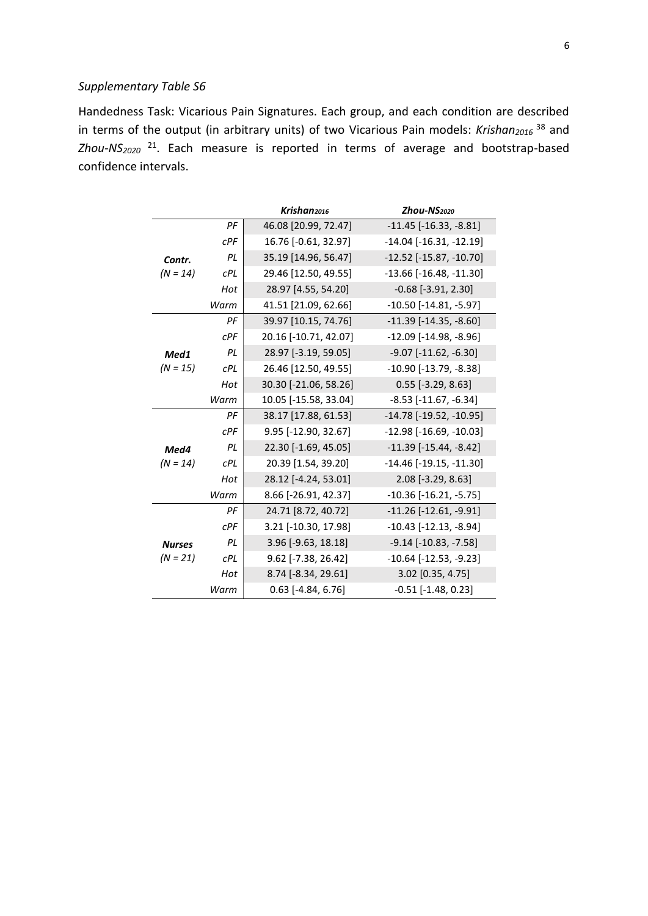*Supplementary Table S6*

Handedness Task: Vicarious Pain Signatures. Each group, and each condition are described in terms of the output (in arbitrary units) of two Vicarious Pain models: *Krishan$_{2016}$* [38] and *Zhou-NS$_{2020}$* [21]. Each measure is reported in terms of average and bootstrap-based confidence intervals.

| | | ***Krishan$_{2016}$*** | ***Zhou-NS$_{2020}$*** |
|---|---|---|---|
| ***Contr.*** *(N = 14)* | *PF* | 46.08 [20.99, 72.47] | -11.45 [-16.33, -8.81] |
| | *cPF* | 16.76 [-0.61, 32.97] | -14.04 [-16.31, -12.19] |
| | *PL* | 35.19 [14.96, 56.47] | -12.52 [-15.87, -10.70] |
| | *cPL* | 29.46 [12.50, 49.55] | -13.66 [-16.48, -11.30] |
| | *Hot* | 28.97 [4.55, 54.20] | -0.68 [-3.91, 2.30] |
| | *Warm* | 41.51 [21.09, 62.66] | -10.50 [-14.81, -5.97] |
| ***Med1*** *(N = 15)* | *PF* | 39.97 [10.15, 74.76] | -11.39 [-14.35, -8.60] |
| | *cPF* | 20.16 [-10.71, 42.07] | -12.09 [-14.98, -8.96] |
| | *PL* | 28.97 [-3.19, 59.05] | -9.07 [-11.62, -6.30] |
| | *cPL* | 26.46 [12.50, 49.55] | -10.90 [-13.79, -8.38] |
| | *Hot* | 30.30 [-21.06, 58.26] | 0.55 [-3.29, 8.63] |
| | *Warm* | 10.05 [-15.58, 33.04] | -8.53 [-11.67, -6.34] |
| ***Med4*** *(N = 14)* | *PF* | 38.17 [17.88, 61.53] | -14.78 [-19.52, -10.95] |
| | *cPF* | 9.95 [-12.90, 32.67] | -12.98 [-16.69, -10.03] |
| | *PL* | 22.30 [-1.69, 45.05] | -11.39 [-15.44, -8.42] |
| | *cPL* | 20.39 [1.54, 39.20] | -14.46 [-19.15, -11.30] |
| | *Hot* | 28.12 [-4.24, 53.01] | 2.08 [-3.29, 8.63] |
| | *Warm* | 8.66 [-26.91, 42.37] | -10.36 [-16.21, -5.75] |
| ***Nurses*** *(N = 21)* | *PF* | 24.71 [8.72, 40.72] | -11.26 [-12.61, -9.91] |
| | *cPF* | 3.21 [-10.30, 17.98] | -10.43 [-12.13, -8.94] |
| | *PL* | 3.96 [-9.63, 18.18] | -9.14 [-10.83, -7.58] |
| | *cPL* | 9.62 [-7.38, 26.42] | -10.64 [-12.53, -9.23] |
| | *Hot* | 8.74 [-8.34, 29.61] | 3.02 [0.35, 4.75] |
| | *Warm* | 0.63 [-4.84, 6.76] | -0.51 [-1.48, 0.23] |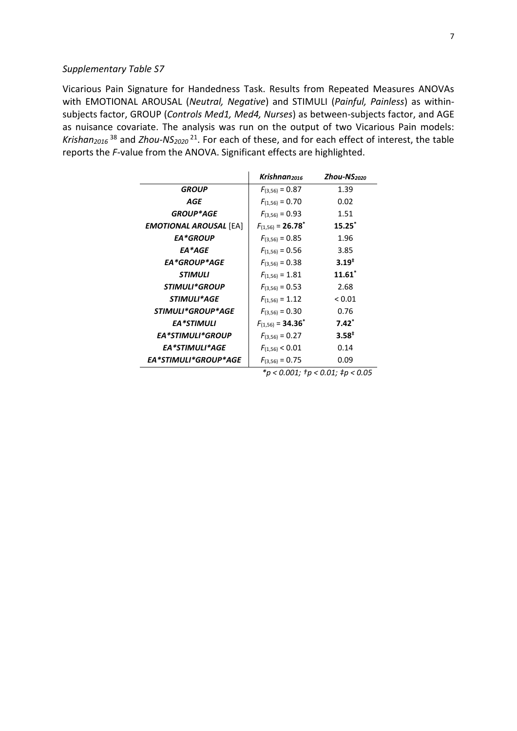*Supplementary Table S7*

Vicarious Pain Signature for Handedness Task. Results from Repeated Measures ANOVAs with EMOTIONAL AROUSAL (*Neutral, Negative*) and STIMULI (*Painful, Painless*) as within-subjects factor, GROUP (*Controls Med1, Med4, Nurses*) as between-subjects factor, and AGE as nuisance covariate. The analysis was run on the output of two Vicarious Pain models: *Krishan₂₀₁₆*[38] and *Zhou-NS₂₀₂₀*[21]. For each of these, and for each effect of interest, the table reports the *F*-value from the ANOVA. Significant effects are highlighted.

| | ***Krishnan*** $_{2016}$ | ***Zhou-NS*** $_{2020}$ |
|---|---|---|
| ***GROUP*** | $F_{(3,56)} = 0.87$ | 1.39 |
| ***AGE*** | $F_{(1,56)} = 0.70$ | 0.02 |
| ***GROUP*AGE*** | $F_{(3,56)} = 0.93$ | 1.51 |
| ***EMOTIONAL AROUSAL*** [EA] | $F_{(1,56)} = \mathbf{26.78}^{*}$ | $\mathbf{15.25}^{*}$ |
| ***EA*GROUP*** | $F_{(3,56)} = 0.85$ | 1.96 |
| ***EA*AGE*** | $F_{(1,56)} = 0.56$ | 3.85 |
| ***EA*GROUP*AGE*** | $F_{(3,56)} = 0.38$ | $\mathbf{3.19}^{‡}$ |
| ***STIMULI*** | $F_{(1,56)} = 1.81$ | $\mathbf{11.61}^{*}$ |
| ***STIMULI*GROUP*** | $F_{(3,56)} = 0.53$ | 2.68 |
| ***STIMULI*AGE*** | $F_{(1,56)} = 1.12$ | < 0.01 |
| ***STIMULI*GROUP*AGE*** | $F_{(3,56)} = 0.30$ | 0.76 |
| ***EA*STIMULI*** | $F_{(1,56)} = \mathbf{34.36}^{*}$ | $\mathbf{7.42}^{*}$ |
| ***EA*STIMULI*GROUP*** | $F_{(3,56)} = 0.27$ | $\mathbf{3.58}^{‡}$ |
| ***EA*STIMULI*AGE*** | $F_{(1,56)} < 0.01$ | 0.14 |
| ***EA*STIMULI*GROUP*AGE*** | $F_{(3,56)} = 0.75$ | 0.09 |

*$^{*}p < 0.001$; $^{†}p < 0.01$; $^{‡}p < 0.05$*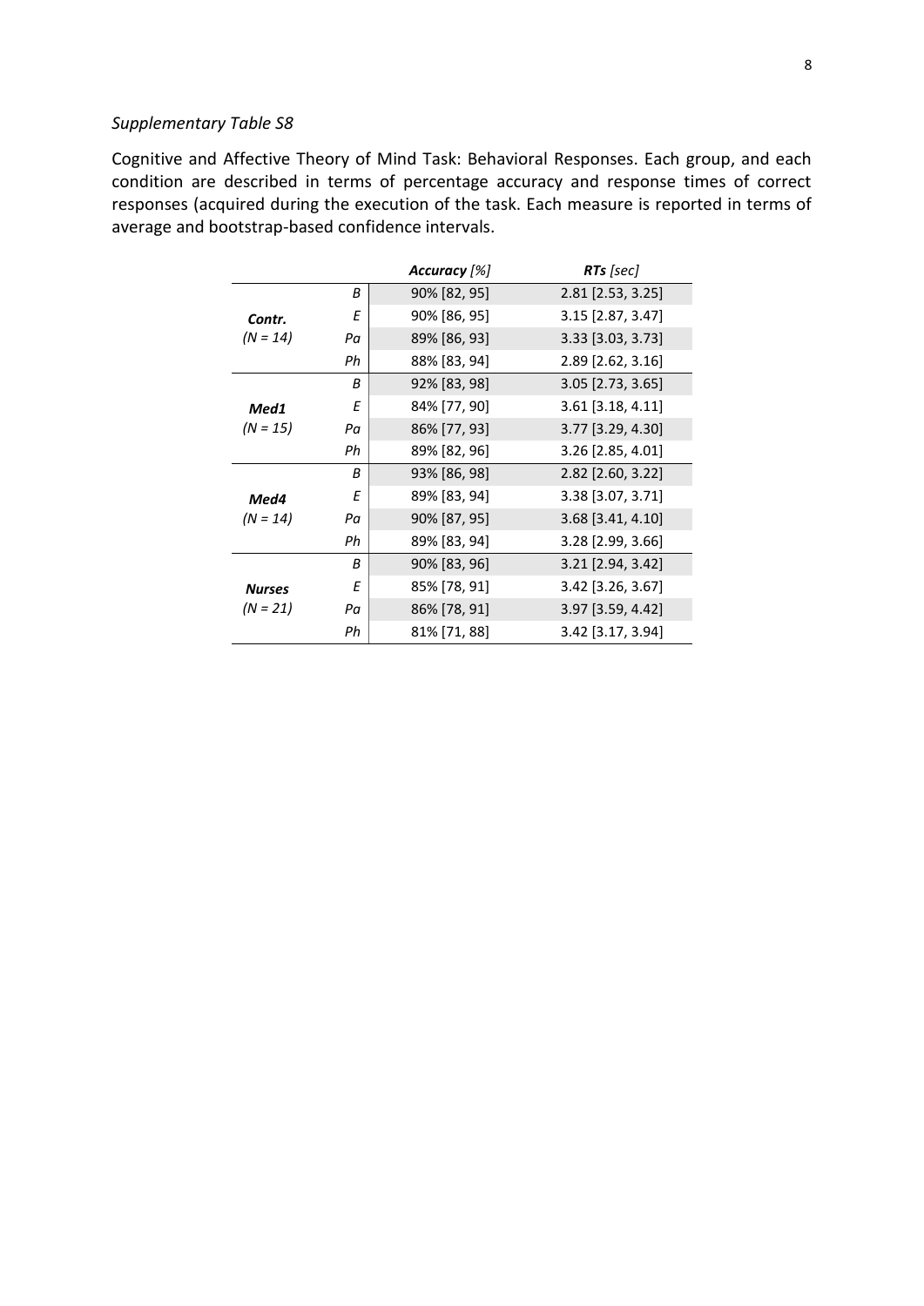*Supplementary Table S8*

Cognitive and Affective Theory of Mind Task: Behavioral Responses. Each group, and each condition are described in terms of percentage accuracy and response times of correct responses (acquired during the execution of the task. Each measure is reported in terms of average and bootstrap-based confidence intervals.

| | | ***Accuracy** [%]* | ***RTs** [sec]* |
|---|---|---|---|
| ***Contr.*** *(N = 14)* | *B* | 90% [82, 95] | 2.81 [2.53, 3.25] |
| | *E* | 90% [86, 95] | 3.15 [2.87, 3.47] |
| | *Pa* | 89% [86, 93] | 3.33 [3.03, 3.73] |
| | *Ph* | 88% [83, 94] | 2.89 [2.62, 3.16] |
| ***Med1*** *(N = 15)* | *B* | 92% [83, 98] | 3.05 [2.73, 3.65] |
| | *E* | 84% [77, 90] | 3.61 [3.18, 4.11] |
| | *Pa* | 86% [77, 93] | 3.77 [3.29, 4.30] |
| | *Ph* | 89% [82, 96] | 3.26 [2.85, 4.01] |
| ***Med4*** *(N = 14)* | *B* | 93% [86, 98] | 2.82 [2.60, 3.22] |
| | *E* | 89% [83, 94] | 3.38 [3.07, 3.71] |
| | *Pa* | 90% [87, 95] | 3.68 [3.41, 4.10] |
| | *Ph* | 89% [83, 94] | 3.28 [2.99, 3.66] |
| ***Nurses*** *(N = 21)* | *B* | 90% [83, 96] | 3.21 [2.94, 3.42] |
| | *E* | 85% [78, 91] | 3.42 [3.26, 3.67] |
| | *Pa* | 86% [78, 91] | 3.97 [3.59, 4.42] |
| | *Ph* | 81% [71, 88] | 3.42 [3.17, 3.94] |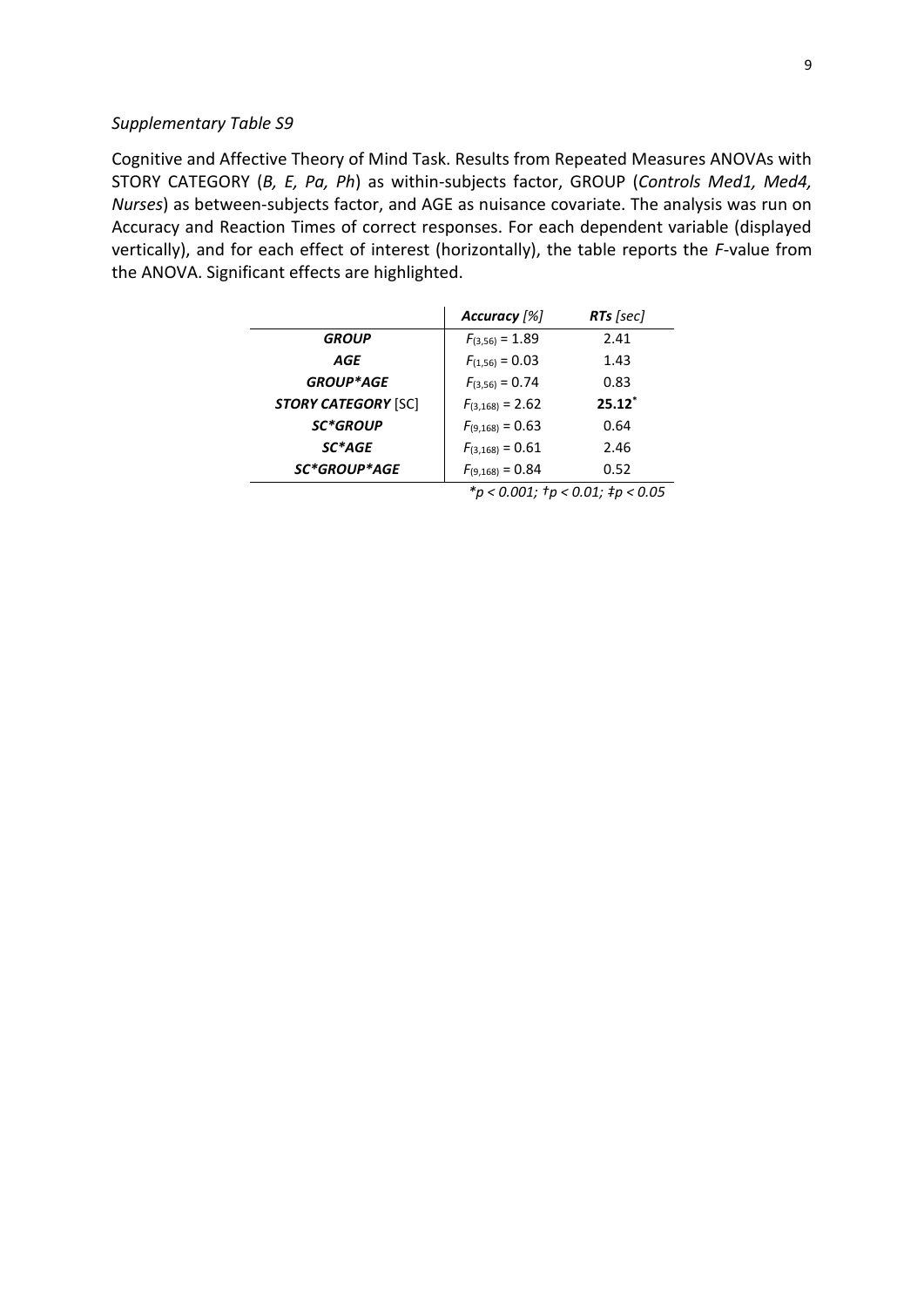*Supplementary Table S9*

Cognitive and Affective Theory of Mind Task. Results from Repeated Measures ANOVAs with STORY CATEGORY (*B, E, Pa, Ph*) as within-subjects factor, GROUP (*Controls Med1, Med4, Nurses*) as between-subjects factor, and AGE as nuisance covariate. The analysis was run on Accuracy and Reaction Times of correct responses. For each dependent variable (displayed vertically), and for each effect of interest (horizontally), the table reports the *F*-value from the ANOVA. Significant effects are highlighted.

| | ***Accuracy*** *[%]* | ***RTs*** *[sec]* |
|---|---|---|
| ***GROUP*** | $F_{(3,56)} = 1.89$ | 2.41 |
| ***AGE*** | $F_{(1,56)} = 0.03$ | 1.43 |
| ***GROUP*AGE*** | $F_{(3,56)} = 0.74$ | 0.83 |
| ***STORY CATEGORY*** [SC] | $F_{(3,168)} = 2.62$ | **25.12*** |
| ***SC*GROUP*** | $F_{(9,168)} = 0.63$ | 0.64 |
| ***SC*AGE*** | $F_{(3,168)} = 0.61$ | 2.46 |
| ***SC*GROUP*AGE*** | $F_{(9,168)} = 0.84$ | 0.52 |

*\*$p < 0.001$; †$p < 0.01$; ‡$p < 0.05$*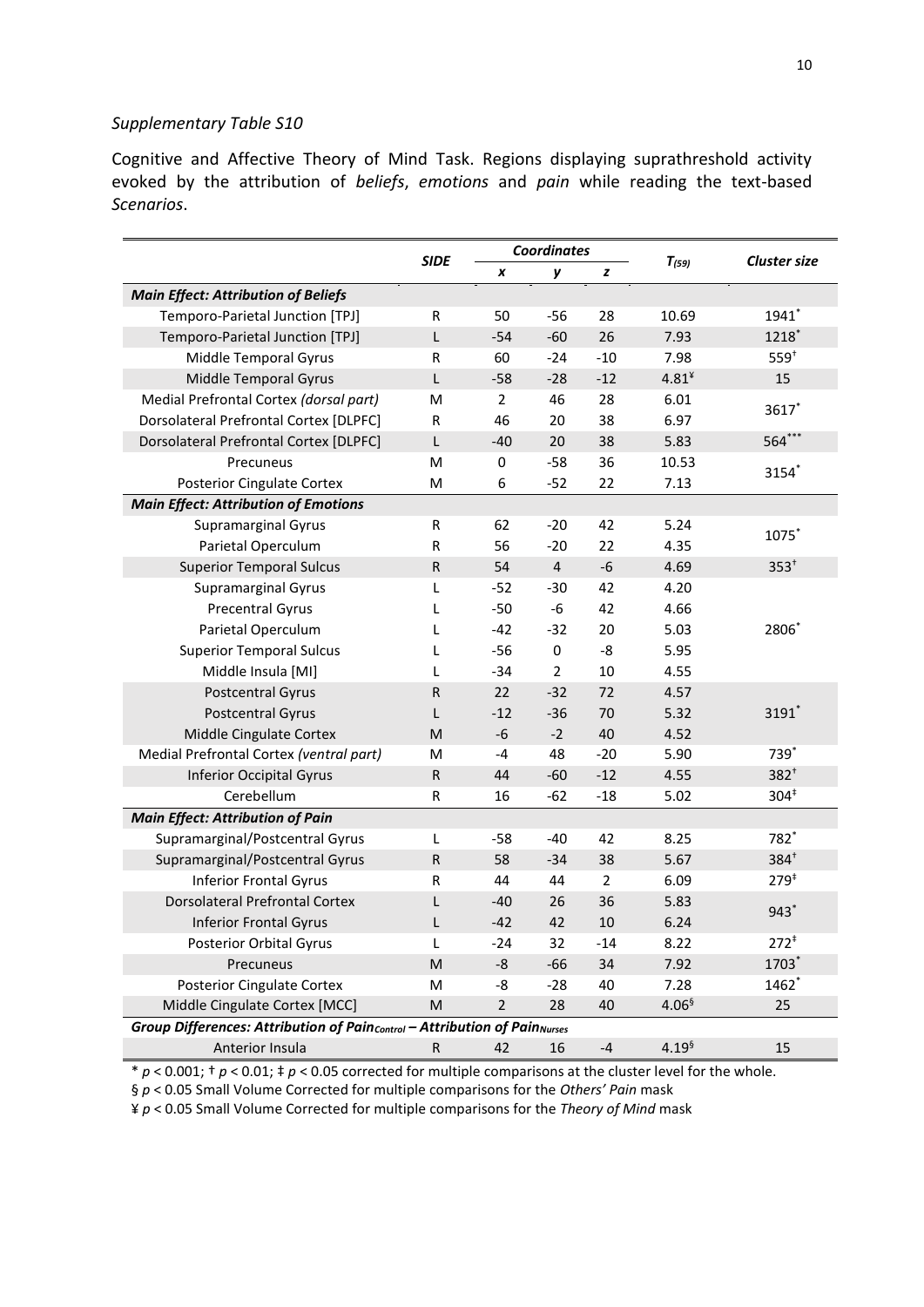*Supplementary Table S10*

Cognitive and Affective Theory of Mind Task. Regions displaying suprathreshold activity evoked by the attribution of *beliefs*, *emotions* and *pain* while reading the text-based *Scenarios*.

| | ***SIDE*** | ***Coordinates*** | | | $T_{(59)}$ | ***Cluster size*** |
|---|---|---|---|---|---|---|
| | | ***x*** | ***y*** | ***z*** | | |
| ***Main Effect: Attribution of Beliefs*** | | | | | | |
| Temporo-Parietal Junction [TPJ] | R | 50 | -56 | 28 | 10.69 | 1941* |
| Temporo-Parietal Junction [TPJ] | L | -54 | -60 | 26 | 7.93 | 1218* |
| Middle Temporal Gyrus | R | 60 | -24 | -10 | 7.98 | 559† |
| Middle Temporal Gyrus | L | -58 | -28 | -12 | 4.81¥ | 15 |
| Medial Prefrontal Cortex *(dorsal part)* | M | 2 | 46 | 28 | 6.01 | 3617* |
| Dorsolateral Prefrontal Cortex [DLPFC] | R | 46 | 20 | 38 | 6.97 | |
| Dorsolateral Prefrontal Cortex [DLPFC] | L | -40 | 20 | 38 | 5.83 | 564*** |
| Precuneus | M | 0 | -58 | 36 | 10.53 | 3154* |
| Posterior Cingulate Cortex | M | 6 | -52 | 22 | 7.13 | |
| ***Main Effect: Attribution of Emotions*** | | | | | | |
| Supramarginal Gyrus | R | 62 | -20 | 42 | 5.24 | 1075* |
| Parietal Operculum | R | 56 | -20 | 22 | 4.35 | |
| Superior Temporal Sulcus | R | 54 | 4 | -6 | 4.69 | 353† |
| Supramarginal Gyrus | L | -52 | -30 | 42 | 4.20 | 2806* |
| Precentral Gyrus | L | -50 | -6 | 42 | 4.66 | |
| Parietal Operculum | L | -42 | -32 | 20 | 5.03 | |
| Superior Temporal Sulcus | L | -56 | 0 | -8 | 5.95 | |
| Middle Insula [MI] | L | -34 | 2 | 10 | 4.55 | |
| Postcentral Gyrus | R | 22 | -32 | 72 | 4.57 | 3191* |
| Postcentral Gyrus | L | -12 | -36 | 70 | 5.32 | |
| Middle Cingulate Cortex | M | -6 | -2 | 40 | 4.52 | |
| Medial Prefrontal Cortex *(ventral part)* | M | -4 | 48 | -20 | 5.90 | 739* |
| Inferior Occipital Gyrus | R | 44 | -60 | -12 | 4.55 | 382† |
| Cerebellum | R | 16 | -62 | -18 | 5.02 | 304‡ |
| ***Main Effect: Attribution of Pain*** | | | | | | |
| Supramarginal/Postcentral Gyrus | L | -58 | -40 | 42 | 8.25 | 782* |
| Supramarginal/Postcentral Gyrus | R | 58 | -34 | 38 | 5.67 | 384† |
| Inferior Frontal Gyrus | R | 44 | 44 | 2 | 6.09 | 279‡ |
| Dorsolateral Prefrontal Cortex | L | -40 | 26 | 36 | 5.83 | 943* |
| Inferior Frontal Gyrus | L | -42 | 42 | 10 | 6.24 | |
| Posterior Orbital Gyrus | L | -24 | 32 | -14 | 8.22 | 272‡ |
| Precuneus | M | -8 | -66 | 34 | 7.92 | 1703* |
| Posterior Cingulate Cortex | M | -8 | -28 | 40 | 7.28 | 1462* |
| Middle Cingulate Cortex [MCC] | M | 2 | 28 | 40 | 4.06§ | 25 |
| ***Group Differences: Attribution of Pain$_{Control}$ – Attribution of Pain$_{Nurses}$*** | | | | | | |
| Anterior Insula | R | 42 | 16 | -4 | 4.19§ | 15 |

* $p < 0.001$; † $p < 0.01$; ‡ $p < 0.05$ corrected for multiple comparisons at the cluster level for the whole.

§ $p < 0.05$ Small Volume Corrected for multiple comparisons for the *Others' Pain* mask

¥ $p < 0.05$ Small Volume Corrected for multiple comparisons for the *Theory of Mind* mask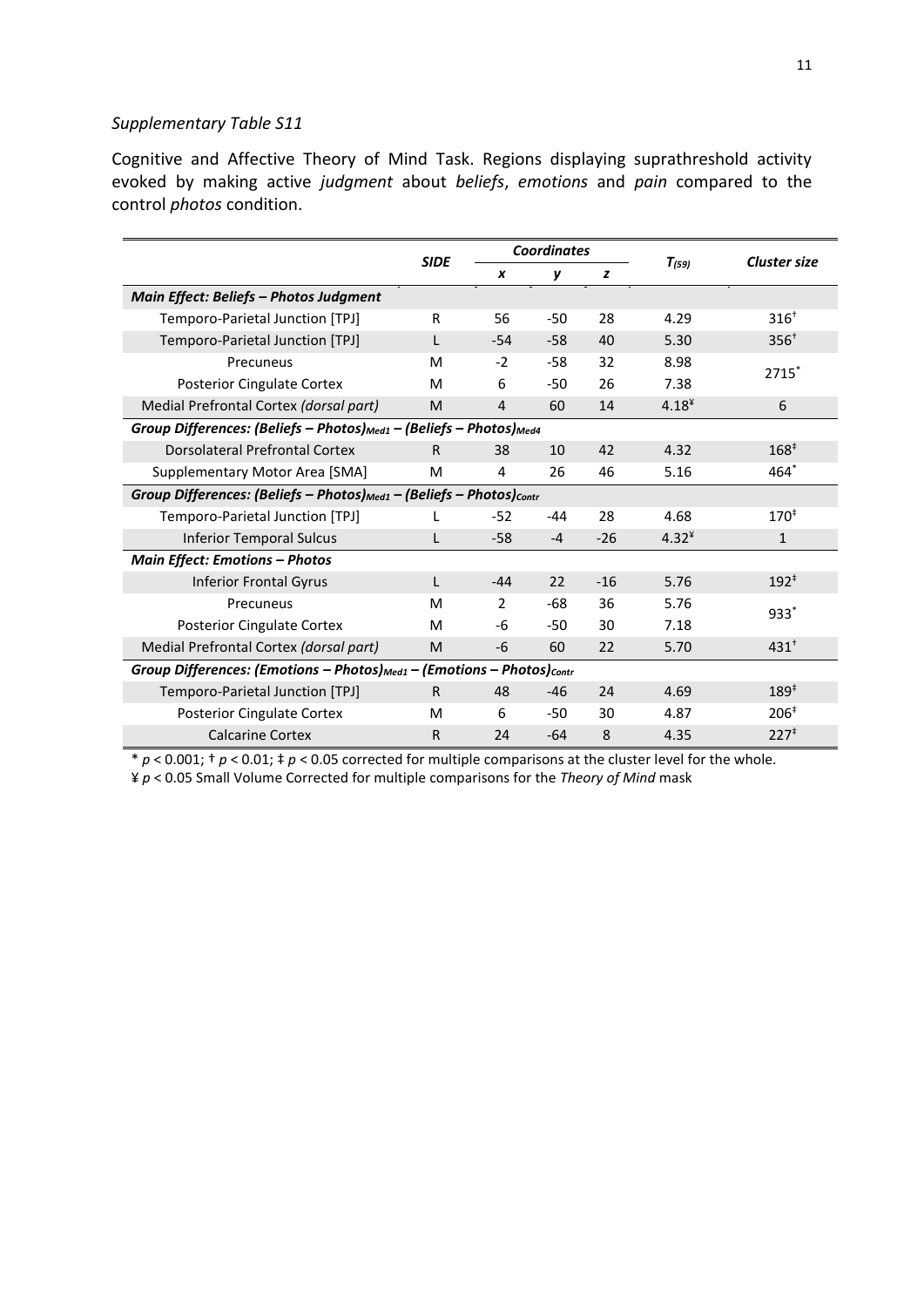*Supplementary Table S11*

Cognitive and Affective Theory of Mind Task. Regions displaying suprathreshold activity evoked by making active *judgment* about *beliefs*, *emotions* and *pain* compared to the control *photos* condition.

| | SIDE | Coordinates | | | $T_{(59)}$ | Cluster size |
|---|---|---|---|---|---|---|
| | | x | y | z | | |
| ***Main Effect: Beliefs – Photos Judgment*** | | | | | | |
| Temporo-Parietal Junction [TPJ] | R | 56 | -50 | 28 | 4.29 | 316† |
| Temporo-Parietal Junction [TPJ] | L | -54 | -58 | 40 | 5.30 | 356† |
| Precuneus | M | -2 | -58 | 32 | 8.98 | 2715* |
| Posterior Cingulate Cortex | M | 6 | -50 | 26 | 7.38 | |
| Medial Prefrontal Cortex *(dorsal part)* | M | 4 | 60 | 14 | 4.18¥ | 6 |
| ***Group Differences: (Beliefs – Photos)$_{Med1}$ – (Beliefs – Photos)$_{Med4}$*** | | | | | | |
| Dorsolateral Prefrontal Cortex | R | 38 | 10 | 42 | 4.32 | 168‡ |
| Supplementary Motor Area [SMA] | M | 4 | 26 | 46 | 5.16 | 464* |
| ***Group Differences: (Beliefs – Photos)$_{Med1}$ – (Beliefs – Photos)$_{Contr}$*** | | | | | | |
| Temporo-Parietal Junction [TPJ] | L | -52 | -44 | 28 | 4.68 | 170‡ |
| Inferior Temporal Sulcus | L | -58 | -4 | -26 | 4.32¥ | 1 |
| ***Main Effect: Emotions – Photos*** | | | | | | |
| Inferior Frontal Gyrus | L | -44 | 22 | -16 | 5.76 | 192‡ |
| Precuneus | M | 2 | -68 | 36 | 5.76 | 933* |
| Posterior Cingulate Cortex | M | -6 | -50 | 30 | 7.18 | |
| Medial Prefrontal Cortex *(dorsal part)* | M | -6 | 60 | 22 | 5.70 | 431† |
| ***Group Differences: (Emotions – Photos)$_{Med1}$ – (Emotions – Photos)$_{Contr}$*** | | | | | | |
| Temporo-Parietal Junction [TPJ] | R | 48 | -46 | 24 | 4.69 | 189‡ |
| Posterior Cingulate Cortex | M | 6 | -50 | 30 | 4.87 | 206‡ |
| Calcarine Cortex | R | 24 | -64 | 8 | 4.35 | 227‡ |

* $p < 0.001$; † $p < 0.01$; ‡ $p < 0.05$ corrected for multiple comparisons at the cluster level for the whole.
¥ $p < 0.05$ Small Volume Corrected for multiple comparisons for the *Theory of Mind* mask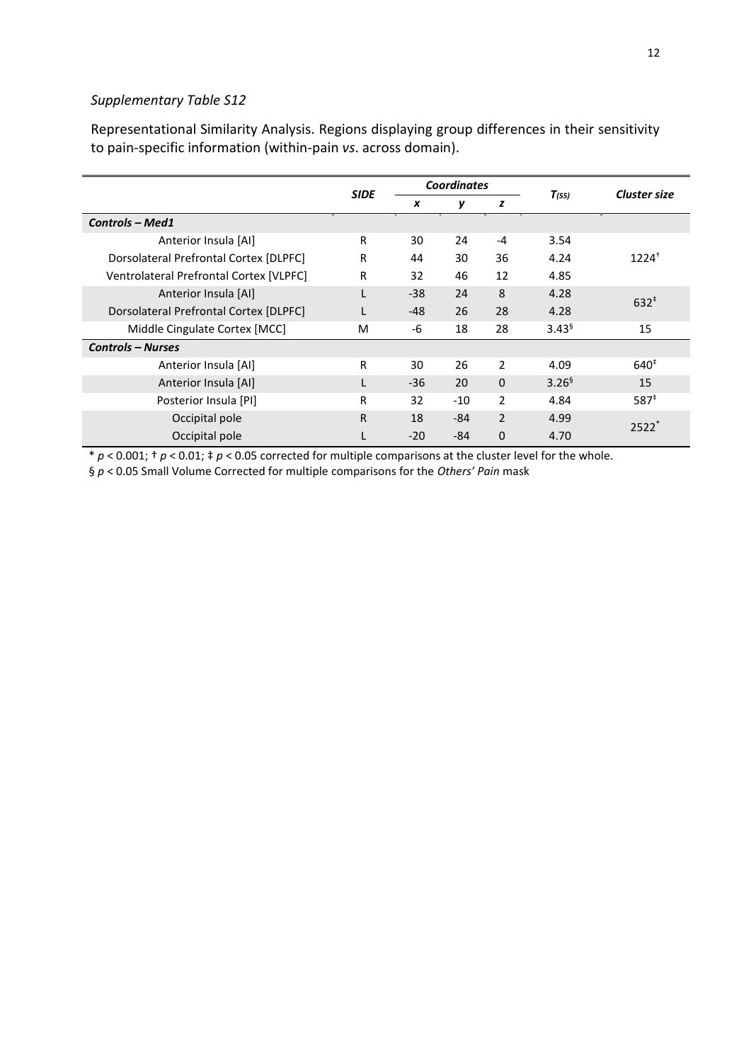*Supplementary Table S12*

Representational Similarity Analysis. Regions displaying group differences in their sensitivity to pain-specific information (within-pain *vs*. across domain).

| | ***SIDE*** | ***Coordinates*** | | | $T_{(55)}$ | ***Cluster size*** |
|---|---|---|---|---|---|---|
| | | ***x*** | ***y*** | ***z*** | | |
| ***Controls – Med1*** | | | | | | |
| Anterior Insula [AI] | R | 30 | 24 | -4 | 3.54 | |
| Dorsolateral Prefrontal Cortex [DLPFC] | R | 44 | 30 | 36 | 4.24 | 1224† |
| Ventrolateral Prefrontal Cortex [VLPFC] | R | 32 | 46 | 12 | 4.85 | |
| Anterior Insula [AI] | L | -38 | 24 | 8 | 4.28 | 632‡ |
| Dorsolateral Prefrontal Cortex [DLPFC] | L | -48 | 26 | 28 | 4.28 | |
| Middle Cingulate Cortex [MCC] | M | -6 | 18 | 28 | 3.43§ | 15 |
| ***Controls – Nurses*** | | | | | | |
| Anterior Insula [AI] | R | 30 | 26 | 2 | 4.09 | 640‡ |
| Anterior Insula [AI] | L | -36 | 20 | 0 | 3.26§ | 15 |
| Posterior Insula [PI] | R | 32 | -10 | 2 | 4.84 | 587‡ |
| Occipital pole | R | 18 | -84 | 2 | 4.99 | 2522* |
| Occipital pole | L | -20 | -84 | 0 | 4.70 | |

\* $p < 0.001$; † $p < 0.01$; ‡ $p < 0.05$ corrected for multiple comparisons at the cluster level for the whole.

§ $p < 0.05$ Small Volume Corrected for multiple comparisons for the *Others' Pain* mask